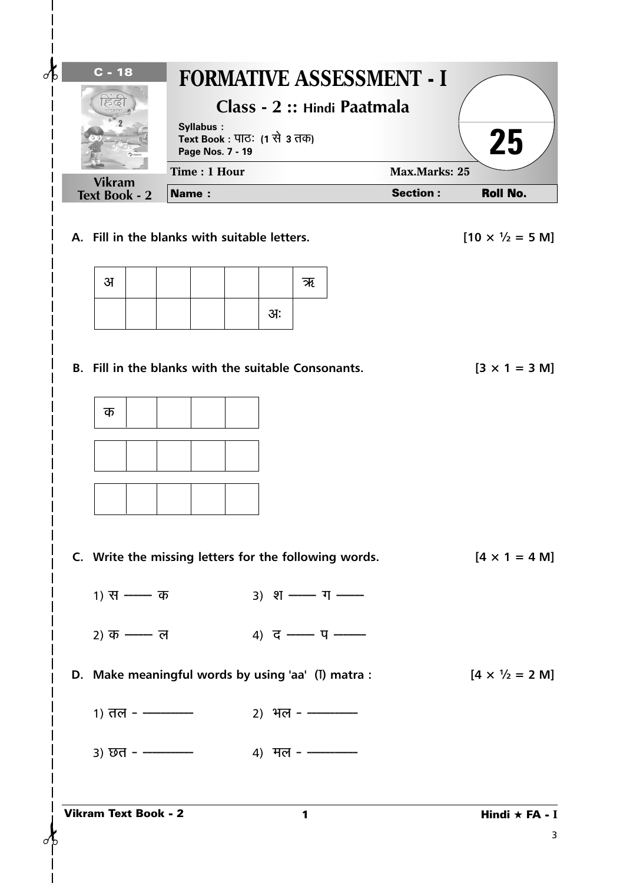C - 18

Vikram Text Book - 2

# FORMATIVE ASSESSMENT - I

## Class - 2 :: Hindi Paatmala

Syllabus :
Text Book : पाठः (1 से 3 तक)
Page Nos. 7 - 19

25

Time : 1 Hour | Max.Marks: 25

Name : | Section : | Roll No.

**A. Fill in the blanks with suitable letters.** [10 × ½ = 5 M]

| अ | | | | | | ऋ |
|---|---|---|---|---|---|---|
| | | | | | अः | |

**B. Fill in the blanks with the suitable Consonants.** [3 × 1 = 3 M]

| क | | | | |
|---|---|---|---|---|
| | | | | |
| | | | | |

**C. Write the missing letters for the following words.** [4 × 1 = 4 M]

1) स —— क

2) क —— ल

3) श —— ग ——

4) द —— प ——

**D. Make meaningful words by using 'aa' (ा) matra :** [4 × ½ = 2 M]

1) तल - ————

2) भल - ————

3) छत - ————

4) मल - ————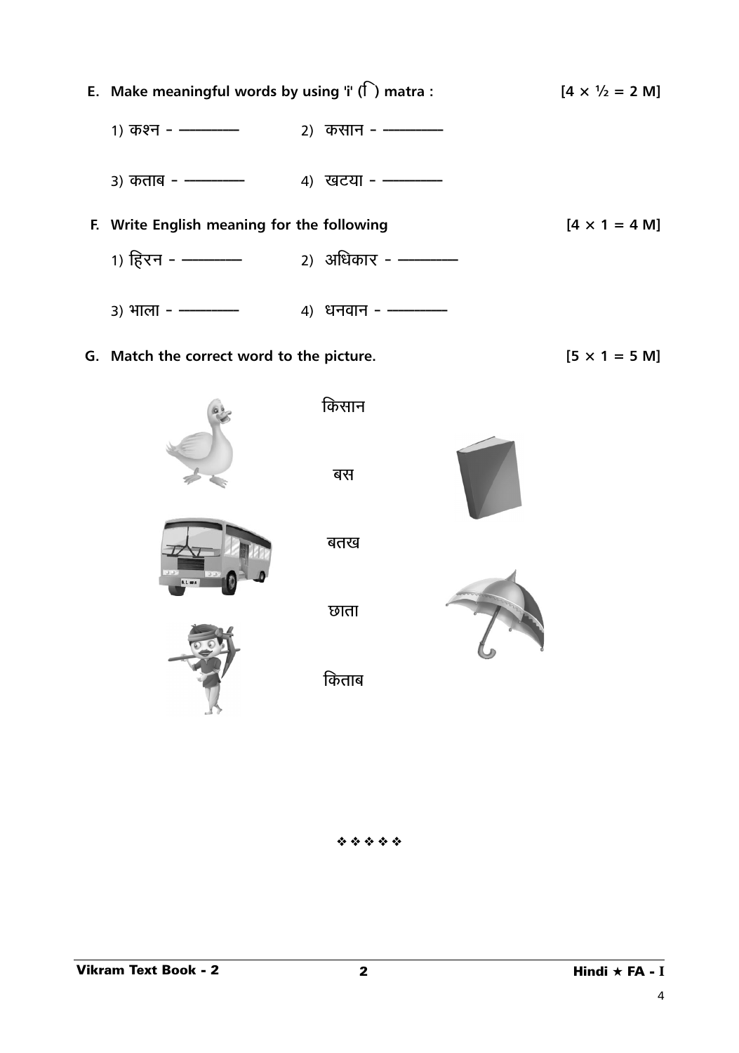**E. Make meaningful words by using 'i' (ि) matra :** **[4 × ½ = 2 M]**

1) कश्न - ________  2) कसान - ________

3) कताब - ________  4) खटया - ________

**F. Write English meaning for the following** **[4 × 1 = 4 M]**

1) हिरन - ________  2) अधिकार - ________

3) भाला - ________  4) धनवान - ________

**G. Match the correct word to the picture.** **[5 × 1 = 5 M]**

किसान

बस

बतख

छाता

किताब

❖ ❖ ❖ ❖ ❖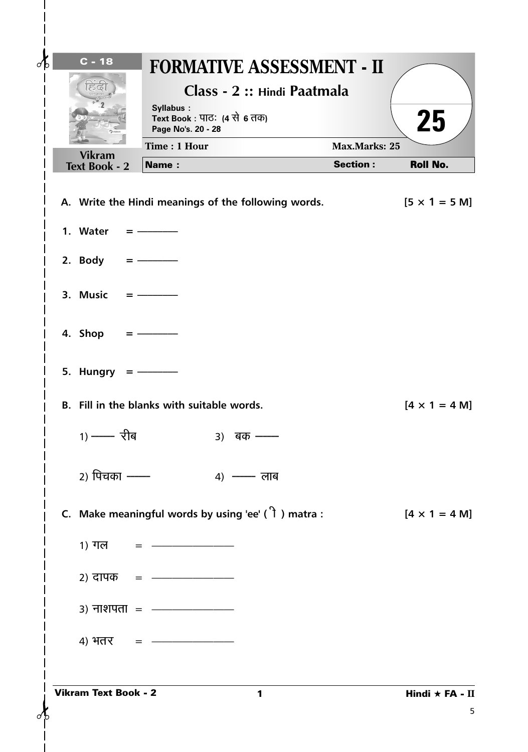C - 18

Vikram Text Book - 2

# FORMATIVE ASSESSMENT - II

## Class - 2 :: Hindi Paatmala

Syllabus :
Text Book : पाठः (4 से 6 तक)
Page No's. 20 - 28

25

Time : 1 Hour | Max.Marks: 25

Name : | Section : | Roll No.

**A. Write the Hindi meanings of the following words.** **[5 × 1 = 5 M]**

1. Water = ————
2. Body = ————
3. Music = ————
4. Shop = ————
5. Hungry = ————

**B. Fill in the blanks with suitable words.** **[4 × 1 = 4 M]**

1) —— रीब
2) पिचका ——
3) बक ——
4) —— लाब

**C. Make meaningful words by using 'ee' ( ी ) matra :** **[4 × 1 = 4 M]**

1) गल = ————————
2) दापक = ————————
3) नाशपता = ————————
4) भतर = ————————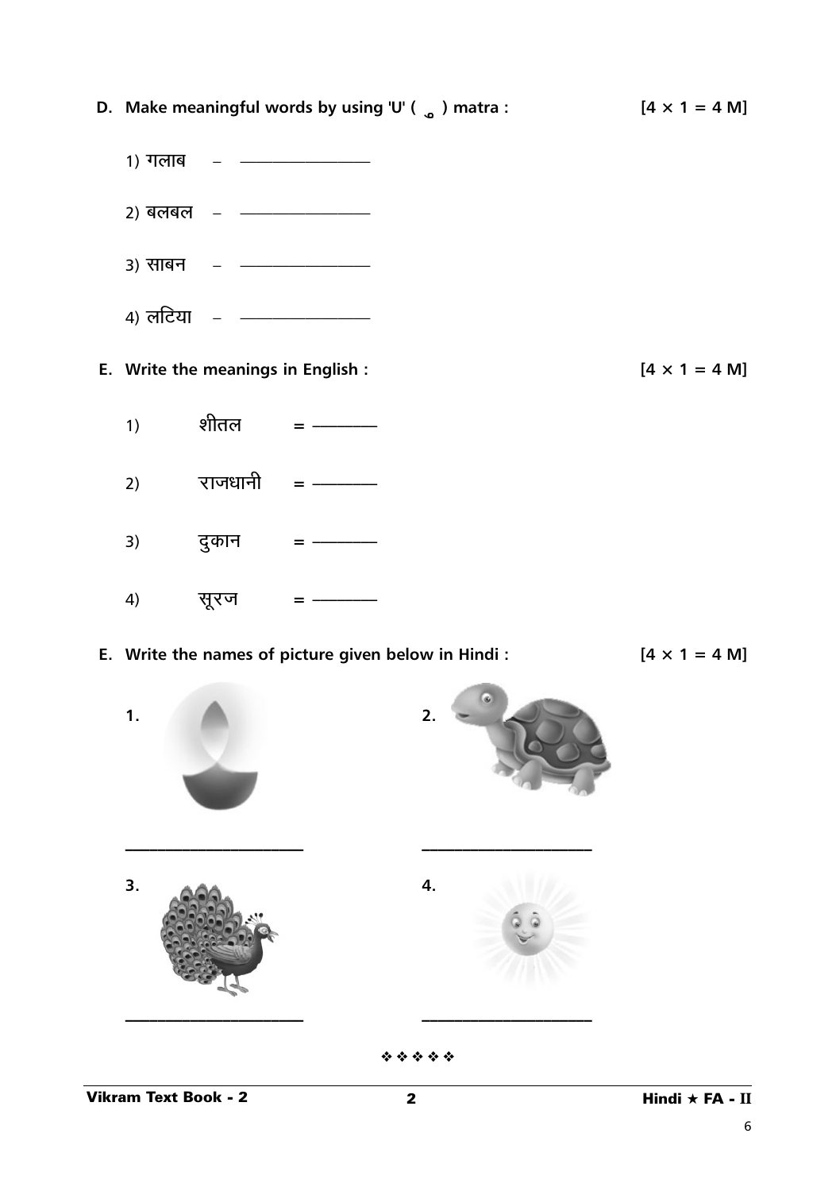**D. Make meaningful words by using 'U' ( ु ) matra :** **[4 × 1 = 4 M]**

1) गलाब – ______________

2) बलबल – ______________

3) साबन – ______________

4) लटिया – ______________

**E. Write the meanings in English :** **[4 × 1 = 4 M]**

1) शीतल = ________

2) राजधानी = ________

3) दुकान = ________

4) सूरज = ________

**E. Write the names of picture given below in Hindi :** **[4 × 1 = 4 M]**

**1.** ____________________

**2.** ____________________

**3.** ____________________

**4.** ____________________

❖ ❖ ❖ ❖ ❖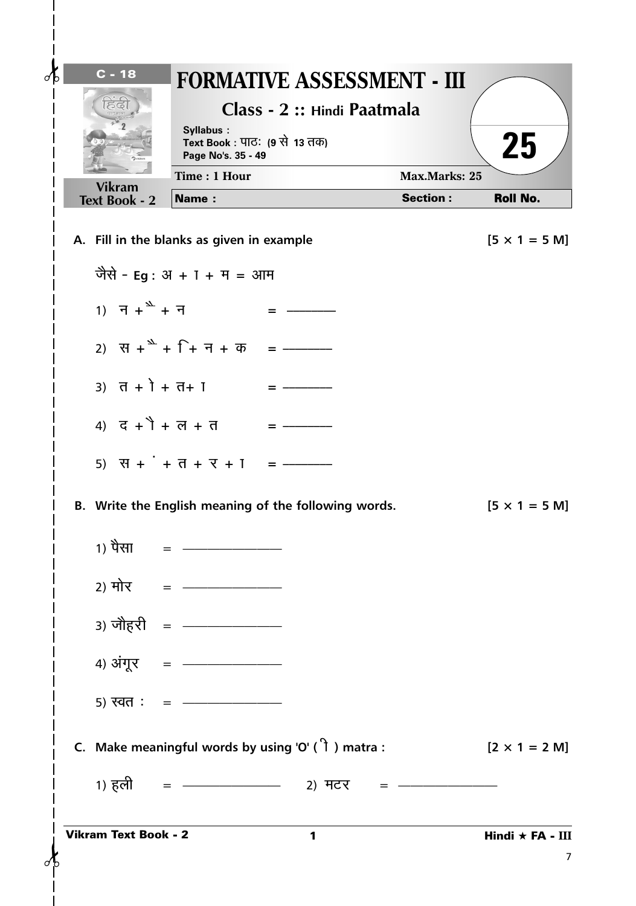C - 18

Vikram Text Book - 2

# FORMATIVE ASSESSMENT - III

## Class - 2 :: Hindi Paatmala

**Syllabus :**
**Text Book : पाठः (9 से 13 तक)**
**Page No's. 35 - 49**

**25**

| Time : 1 Hour | Max.Marks: 25 | |
|---|---|---|
| **Name :** | **Section :** | **Roll No.** |

**A. Fill in the blanks as given in example** **[5 × 1 = 5 M]**

जैसे - **Eg :** अ + ा + म = आम

1) न + ै + न = ________

2) स + ै + ि + न + क = ________

3) त + ो + त + ा = ________

4) द + ौ + ल + त = ________

5) स + ं + त + र + ा = ________

**B. Write the English meaning of the following words.** **[5 × 1 = 5 M]**

1) पैसा = ________________

2) मोर = ________________

3) जौहरी = ________________

4) अंगूर = ________________

5) स्वत : = ________________

**C. Make meaningful words by using 'O' ( ो ) matra :** **[2 × 1 = 2 M]**

1) हली = ________________ 2) मटर = ________________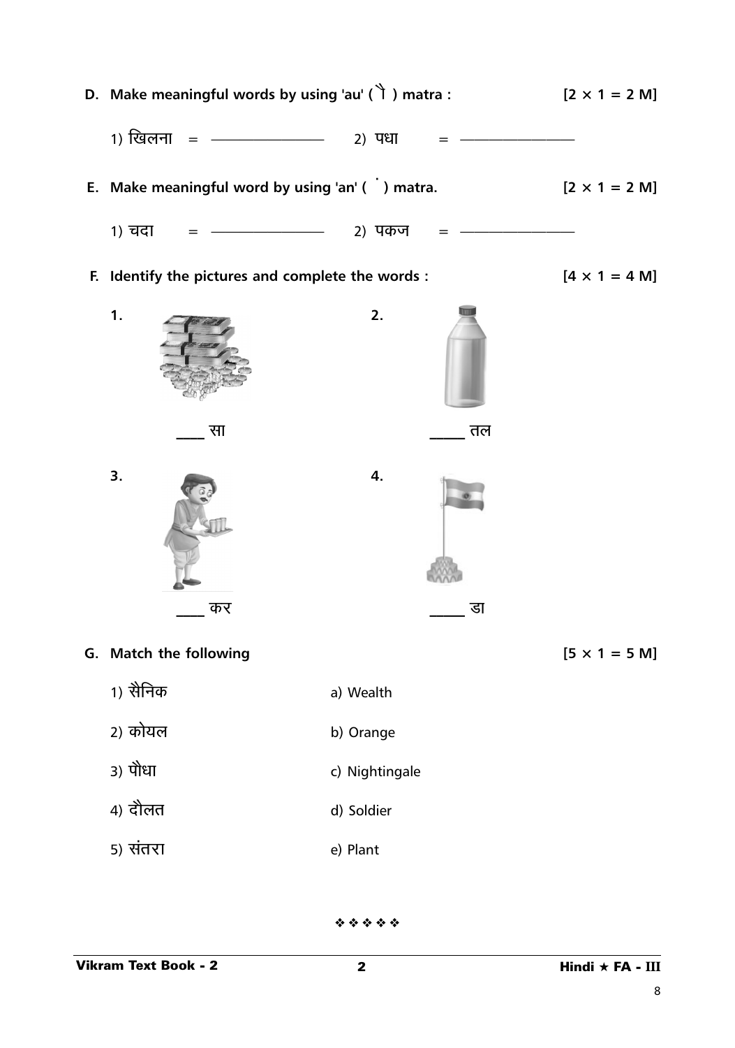**D. Make meaningful words by using 'au' ( ौ ) matra :** **[2 × 1 = 2 M]**

1) खिलना = ________________ 2) पधा = ________________

**E. Make meaningful word by using 'an' ( ं ) matra.** **[2 × 1 = 2 M]**

1) चदा = ________________ 2) पकज = ________________

**F. Identify the pictures and complete the words :** **[4 × 1 = 4 M]**

1. ____ सा

2. _____ तल

3. ____ कर

4. _____ डा

**G. Match the following** **[5 × 1 = 5 M]**

| | |
|---|---|
| 1) सैनिक | a) Wealth |
| 2) कोयल | b) Orange |
| 3) पौधा | c) Nightingale |
| 4) दौलत | d) Soldier |
| 5) संतरा | e) Plant |

❖ ❖ ❖ ❖ ❖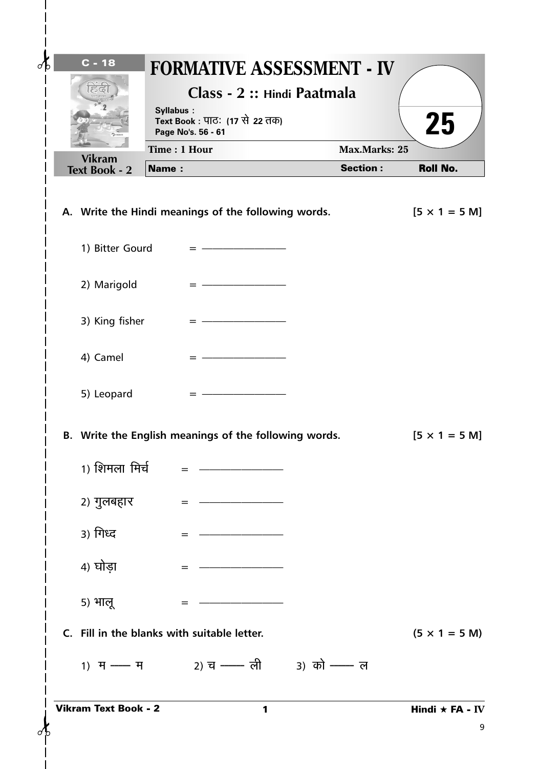C - 18

Vikram Text Book - 2

# FORMATIVE ASSESSMENT - IV

## Class - 2 :: Hindi Paatmala

Syllabus :
Text Book : पाठः (17 से 22 तक)
Page No's. 56 - 61

25

Time : 1 Hour | Max.Marks: 25

Name : | Section : | Roll No.

**A. Write the Hindi meanings of the following words.** [5 × 1 = 5 M]

1) Bitter Gourd = ________________

2) Marigold = ________________

3) King fisher = ________________

4) Camel = ________________

5) Leopard = ________________

**B. Write the English meanings of the following words.** [5 × 1 = 5 M]

1) शिमला मिर्च = ________________

2) गुलबहार = ________________

3) गिध्द = ________________

4) घोड़ा = ________________

5) भालू = ________________

**C. Fill in the blanks with suitable letter.** (5 × 1 = 5 M)

1) म —— म    2) च —— ली    3) को —— ल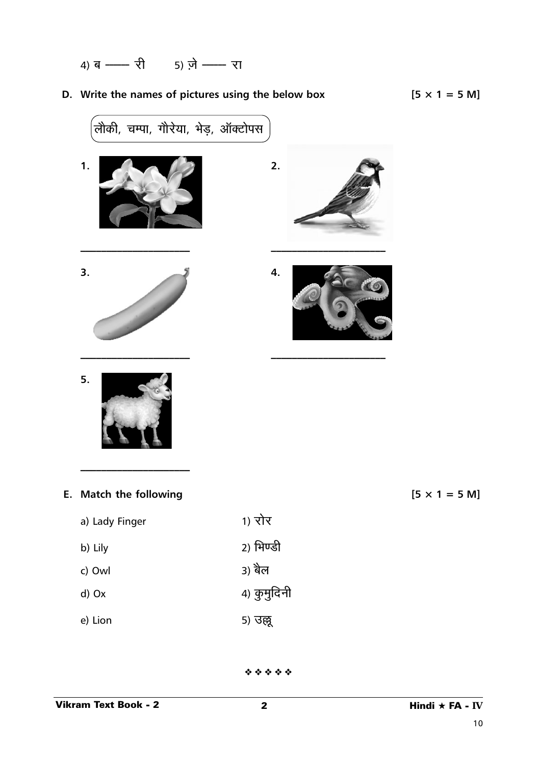4) ब —— री 5) ज़े —— रा

## D. Write the names of pictures using the below box [5 × 1 = 5 M]

लौकी, चम्पा, गौरेया, भेड़, ऑक्टोपस

1. ____________________

2. ____________________

3. ____________________

4. ____________________

5. ____________________

## E. Match the following [5 × 1 = 5 M]

| | |
|---|---|
| a) Lady Finger | 1) रोर |
| b) Lily | 2) भिण्डी |
| c) Owl | 3) बैल |
| d) Ox | 4) कुमुदिनी |
| e) Lion | 5) उल्लू |

❖ ❖ ❖ ❖ ❖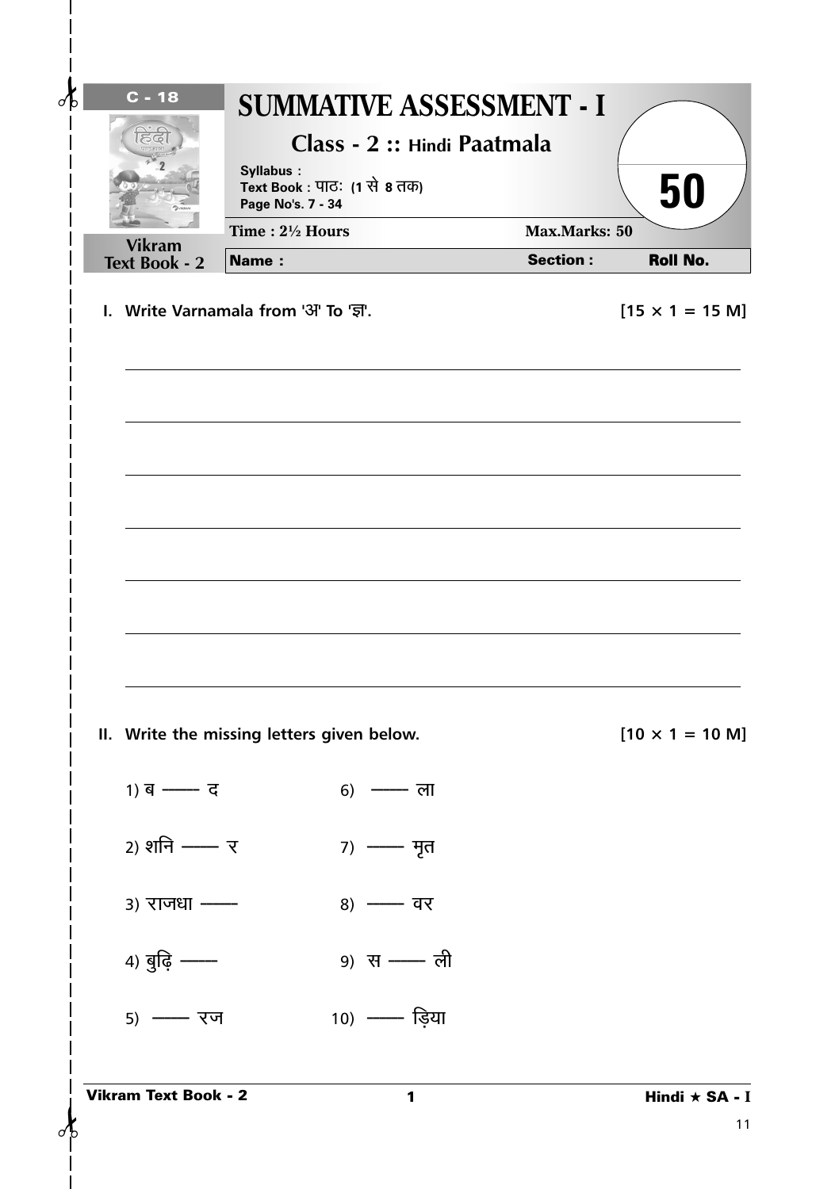C - 18

Vikram Text Book - 2

# SUMMATIVE ASSESSMENT - I

## Class - 2 :: Hindi Paatmala

**Syllabus :**
**Text Book : पाठः (1 से 8 तक)**
**Page No's. 7 - 34**

**50**

| Time : 2½ Hours | | Max.Marks: 50 |
|---|---|---|
| **Name :** | **Section :** | **Roll No.** |

**I. Write Varnamala from 'अ' To 'ज्ञ'.** **[15 × 1 = 15 M]**

______________________________________________

______________________________________________

______________________________________________

______________________________________________

______________________________________________

______________________________________________

______________________________________________

**II. Write the missing letters given below.** **[10 × 1 = 10 M]**

1) ब —— द
2) शनि —— र
3) राजधा ——
4) बुढ़ि ——
5) —— रज
6) —— ला
7) —— मृत
8) —— वर
9) स —— ली
10) —— ड़िया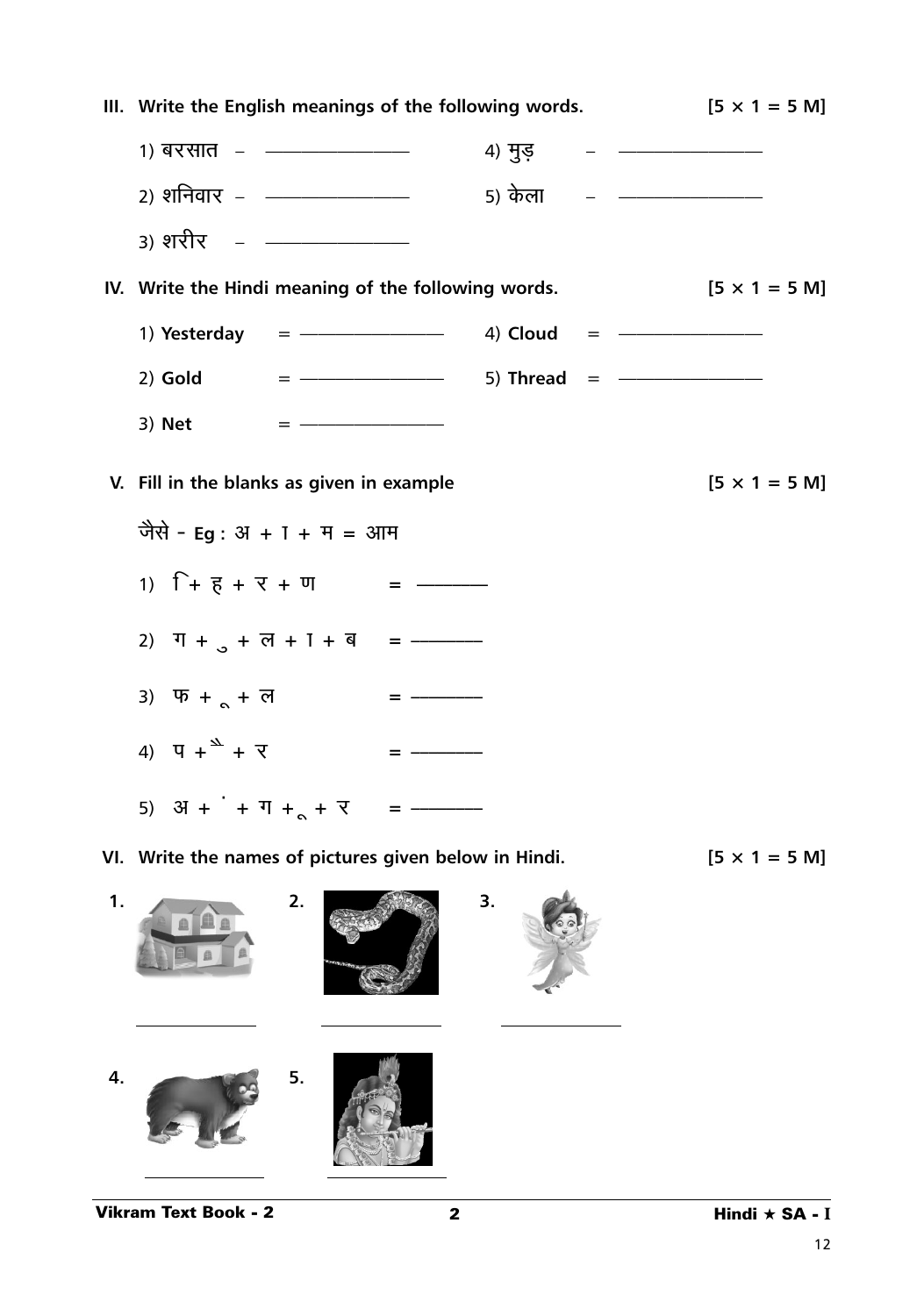**III. Write the English meanings of the following words.** **[5 × 1 = 5 M]**

1) बरसात – ____________  4) मुड़ – ____________

2) शनिवार – ____________  5) केला – ____________

3) शरीर – ____________

**IV. Write the Hindi meaning of the following words.** **[5 × 1 = 5 M]**

1) **Yesterday** = ____________  4) **Cloud** = ____________

2) **Gold** = ____________  5) **Thread** = ____________

3) **Net** = ____________

**V. Fill in the blanks as given in example** **[5 × 1 = 5 M]**

जैसे - **Eg :** अ + ा + म = आम

1) ि + ह + र + ण = ________

2) ग + ु + ल + ा + ब = ________

3) फ + ू + ल = ________

4) प + ै + र = ________

5) अ + ं + ग + ू + र = ________

**VI. Write the names of pictures given below in Hindi.** **[5 × 1 = 5 M]**

1. ____________  2. ____________  3. ____________

4. ____________  5. ____________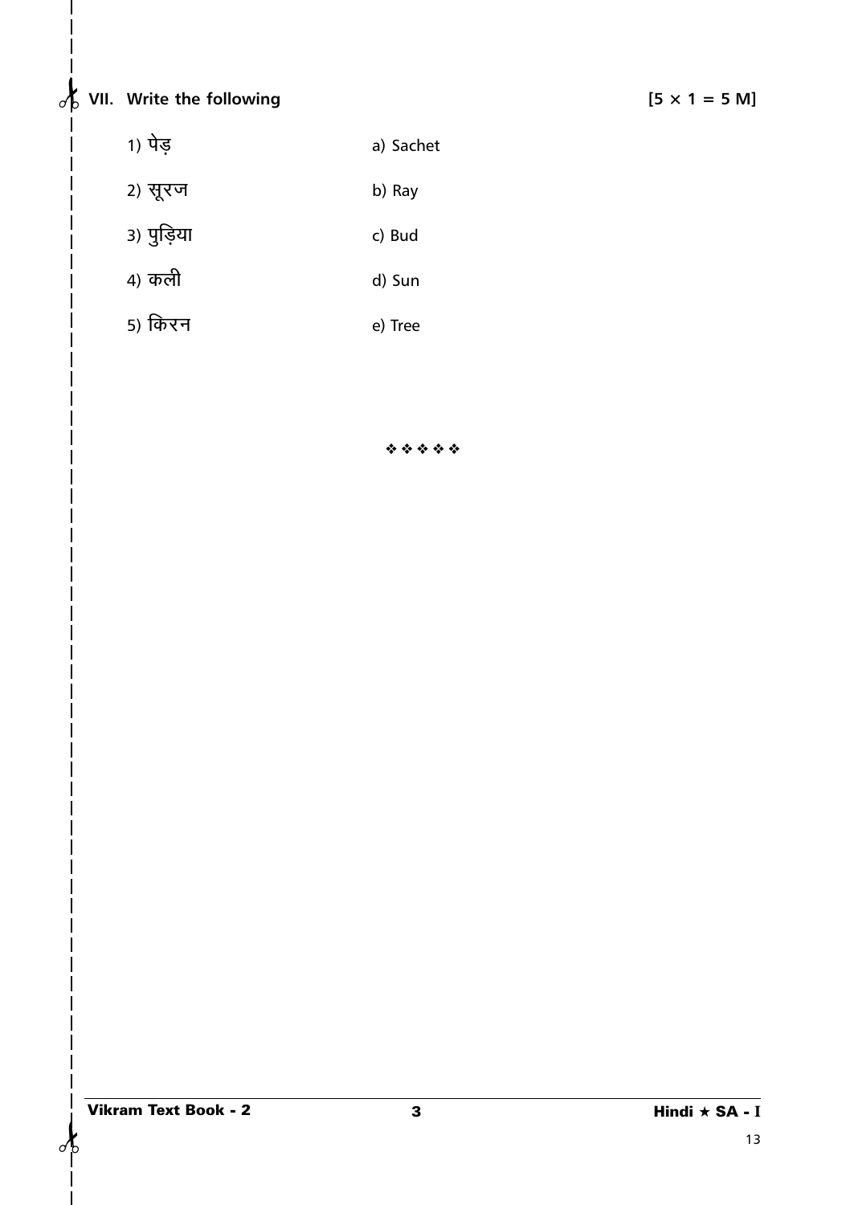VII. Write the following [5 × 1 = 5 M]

| | |
|---|---|
| 1) पेड़ | a) Sachet |
| 2) सूरज | b) Ray |
| 3) पुड़िया | c) Bud |
| 4) कली | d) Sun |
| 5) किरन | e) Tree |

❖ ❖ ❖ ❖ ❖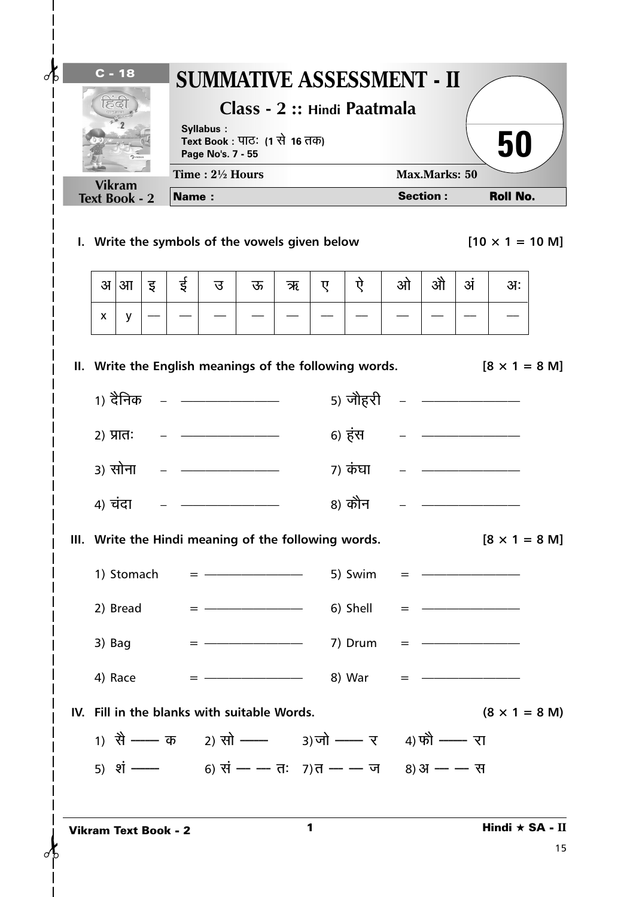C - 18

Vikram Text Book - 2

# SUMMATIVE ASSESSMENT - II

## Class - 2 :: Hindi Paatmala

**Syllabus :**
**Text Book : पाठः (1 से 16 तक)**
**Page No's. 7 - 55**

**50**

**Time : 2½ Hours** | **Max.Marks: 50**

**Name :** | **Section :** | **Roll No.**

**I. Write the symbols of the vowels given below** **[10 × 1 = 10 M]**

| अ | आ | इ | ई | उ | ऊ | ऋ | ए | ऐ | ओ | औ | अं | अः |
|---|---|---|---|---|---|---|---|---|---|---|---|---|
| x | y | — | — | — | — | — | — | — | — | — | — | — |

**II. Write the English meanings of the following words.** **[8 × 1 = 8 M]**

1) दैनिक – ________________ 5) जौहरी – ________________

2) प्रातः – ________________ 6) हंस – ________________

3) सोना – ________________ 7) कंघा – ________________

4) चंदा – ________________ 8) कौन – ________________

**III. Write the Hindi meaning of the following words.** **[8 × 1 = 8 M]**

1) Stomach = ________________ 5) Swim = ________________

2) Bread = ________________ 6) Shell = ________________

3) Bag = ________________ 7) Drum = ________________

4) Race = ________________ 8) War = ________________

**IV. Fill in the blanks with suitable Words.** **(8 × 1 = 8 M)**

1) सै —— क 2) सो —— 3) जो —— र 4) फौ —— रा

5) शं —— 6) सं — — तः 7) त — — ज 8) अ — — स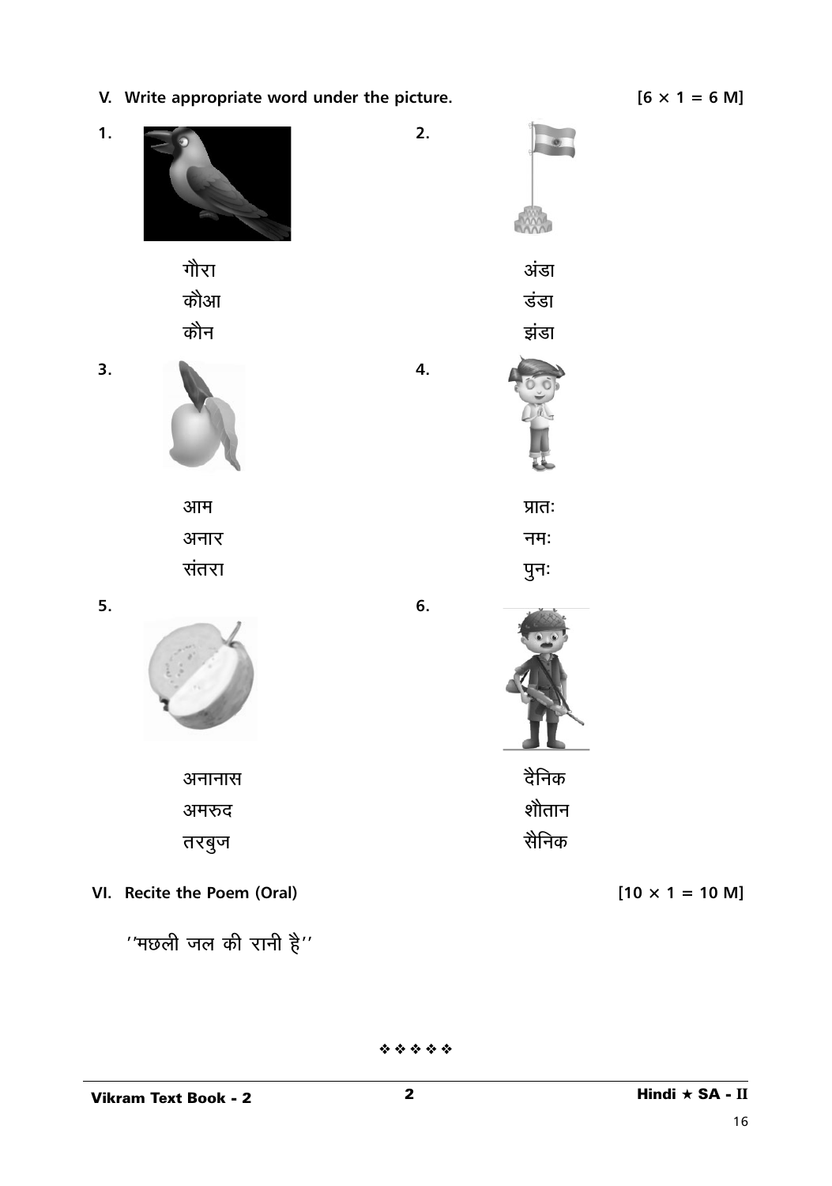**V. Write appropriate word under the picture.** **[6 × 1 = 6 M]**

1. गौरा
   कौआ
   कौन

2. अंडा
   डंडा
   झंडा

3. आम
   अनार
   संतरा

4. प्रातः
   नमः
   पुनः

5. अनानास
   अमरुद
   तरबुज

6. दैनिक
   शैतान
   सैनिक

**VI. Recite the Poem (Oral)** **[10 × 1 = 10 M]**

''मछली जल की रानी है''

❖ ❖ ❖ ❖ ❖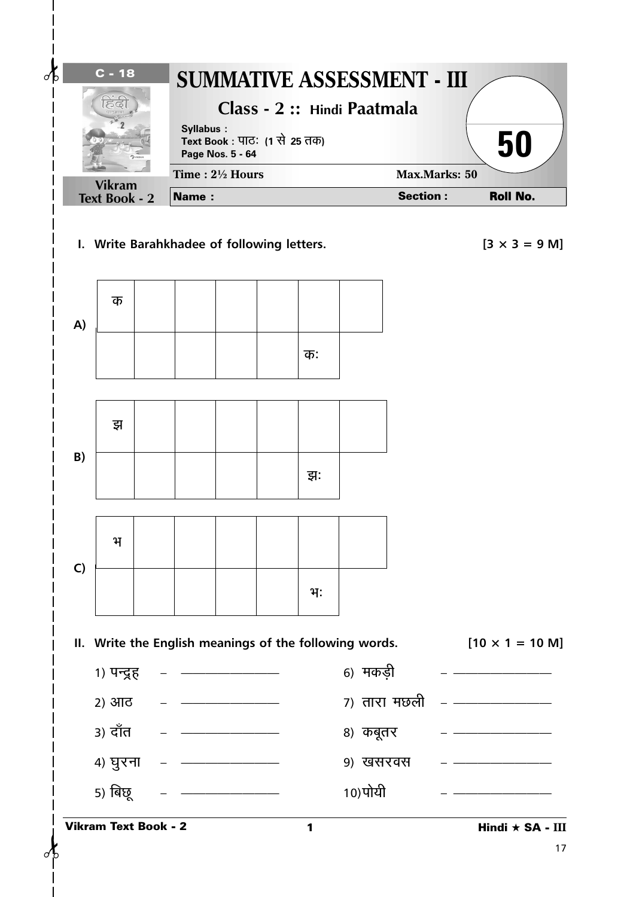C - 18

# SUMMATIVE ASSESSMENT - III

## Class - 2 :: Hindi Paatmala

Syllabus :
Text Book : पाठः (1 से 25 तक)
Page Nos. 5 - 64

Vikram Text Book - 2

**50**

Time : 2½ Hours — Max.Marks: 50

**Name :** — **Section :** — **Roll No.**

**I. Write Barahkhadee of following letters.** [3 × 3 = 9 M]

A)

| क | | | | | | |
|---|---|---|---|---|---|---|
| | | | | | कः | |

B)

| झ | | | | | | |
|---|---|---|---|---|---|---|
| | | | | | झः | |

C)

| भ | | | | | | |
|---|---|---|---|---|---|---|
| | | | | | भः | |

**II. Write the English meanings of the following words.** [10 × 1 = 10 M]

1) पन्द्रह – ______________
2) आठ – ______________
3) दाँत – ______________
4) घुरना – ______________
5) बिछू – ______________
6) मकड़ी – ______________
7) तारा मछली – ______________
8) कबूतर – ______________
9) खसरवस – ______________
10) पोयी – ______________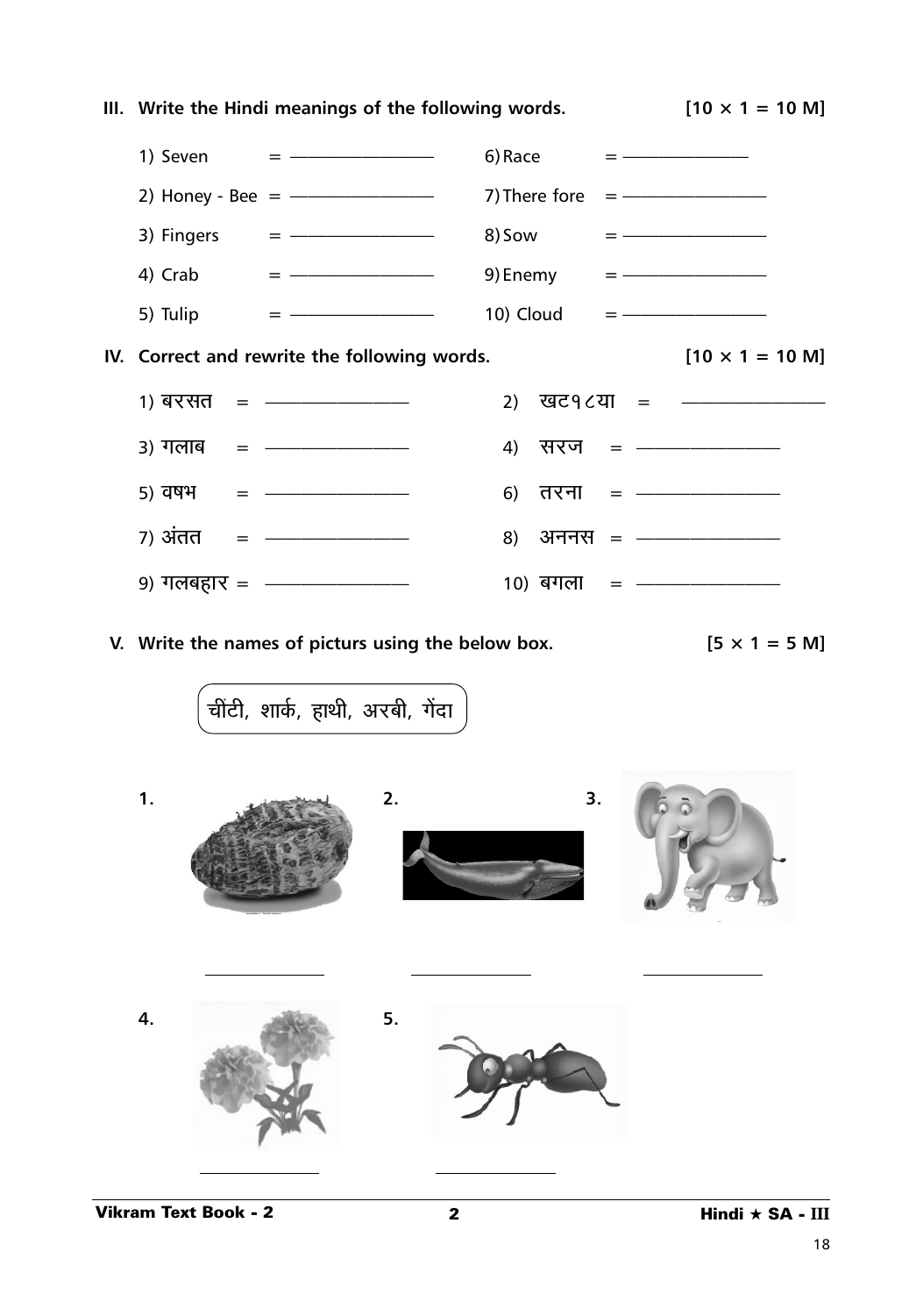**III. Write the Hindi meanings of the following words. [10 × 1 = 10 M]**

1) Seven = ____________ 6) Race = ____________

2) Honey - Bee = ____________ 7) There fore = ____________

3) Fingers = ____________ 8) Sow = ____________

4) Crab = ____________ 9) Enemy = ____________

5) Tulip = ____________ 10) Cloud = ____________

**IV. Correct and rewrite the following words. [10 × 1 = 10 M]**

1) बरसत = ____________ 2) खट१८या = ____________

3) गलाब = ____________ 4) सरज = ____________

5) वषभ = ____________ 6) तरना = ____________

7) अंतत = ____________ 8) अननस = ____________

9) गलबहार = ____________ 10) बगला = ____________

**V. Write the names of picturs using the below box. [5 × 1 = 5 M]**

चींटी, शार्क, हाथी, अरबी, गेंदा

1. ____________ 2. ____________ 3. ____________

4. ____________ 5. ____________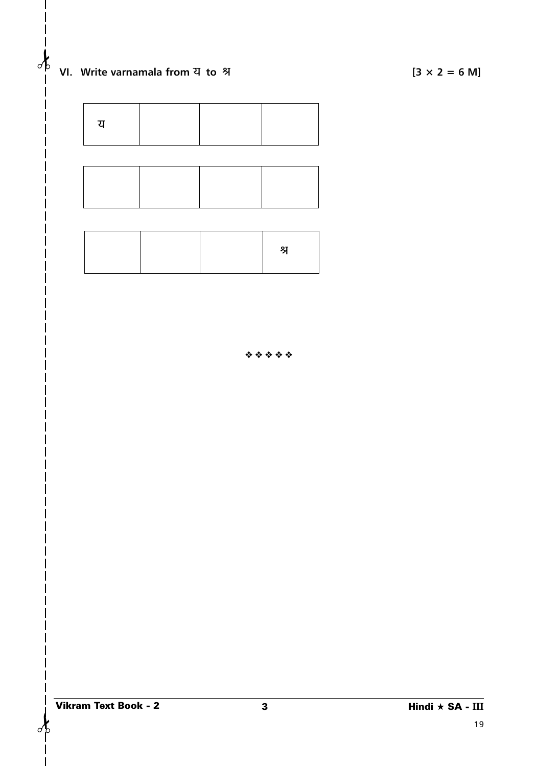VI. **Write varnamala from य to श्र** **[3 × 2 = 6 M]**

| | | | |
|---|---|---|---|
| य | | | |

| | | | |
|---|---|---|---|
| | | | |

| | | | |
|---|---|---|---|
| | | | श्र |

❖ ❖ ❖ ❖ ❖